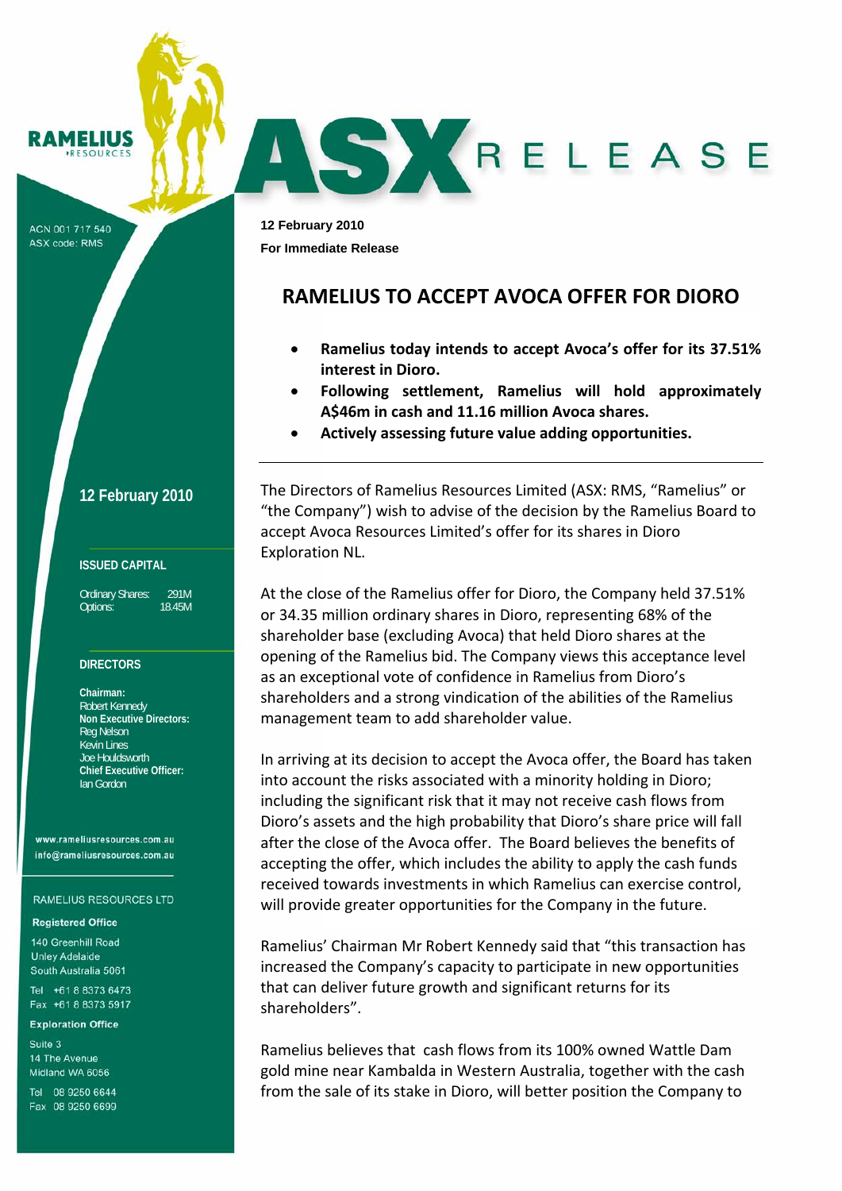RAMELIUS RESOURCES

ACN 001 717 540
ASX code: RMS

**12 February 2010**

**ISSUED CAPITAL**

Ordinary Shares: 291M
Options: 18.45M

**DIRECTORS**

**Chairman:**
Robert Kennedy
**Non Executive Directors:**
Reg Nelson
Kevin Lines
Joe Houldsworth
**Chief Executive Officer:**
Ian Gordon

www.rameliusresources.com.au
info@rameliusresources.com.au

RAMELIUS RESOURCES LTD

**Registered Office**

140 Greenhill Road
Unley Adelaide
South Australia 5061

Tel +61 8 8373 6473
Fax +61 8 8373 5917

**Exploration Office**

Suite 3
14 The Avenue
Midland WA 6056

Tel 08 9250 6644
Fax 08 9250 6699

# ASX RELEASE

**12 February 2010**
**For Immediate Release**

## RAMELIUS TO ACCEPT AVOCA OFFER FOR DIORO

- **Ramelius today intends to accept Avoca's offer for its 37.51% interest in Dioro.**
- **Following settlement, Ramelius will hold approximately A$46m in cash and 11.16 million Avoca shares.**
- **Actively assessing future value adding opportunities.**

---

The Directors of Ramelius Resources Limited (ASX: RMS, "Ramelius" or "the Company") wish to advise of the decision by the Ramelius Board to accept Avoca Resources Limited's offer for its shares in Dioro Exploration NL.

At the close of the Ramelius offer for Dioro, the Company held 37.51% or 34.35 million ordinary shares in Dioro, representing 68% of the shareholder base (excluding Avoca) that held Dioro shares at the opening of the Ramelius bid. The Company views this acceptance level as an exceptional vote of confidence in Ramelius from Dioro's shareholders and a strong vindication of the abilities of the Ramelius management team to add shareholder value.

In arriving at its decision to accept the Avoca offer, the Board has taken into account the risks associated with a minority holding in Dioro; including the significant risk that it may not receive cash flows from Dioro's assets and the high probability that Dioro's share price will fall after the close of the Avoca offer. The Board believes the benefits of accepting the offer, which includes the ability to apply the cash funds received towards investments in which Ramelius can exercise control, will provide greater opportunities for the Company in the future.

Ramelius' Chairman Mr Robert Kennedy said that "this transaction has increased the Company's capacity to participate in new opportunities that can deliver future growth and significant returns for its shareholders".

Ramelius believes that cash flows from its 100% owned Wattle Dam gold mine near Kambalda in Western Australia, together with the cash from the sale of its stake in Dioro, will better position the Company to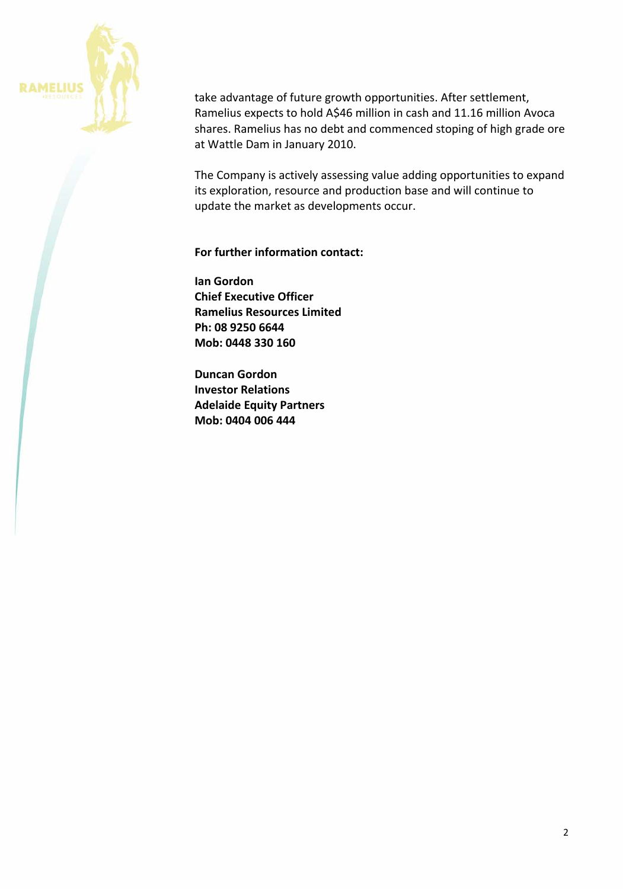take advantage of future growth opportunities. After settlement, Ramelius expects to hold A$46 million in cash and 11.16 million Avoca shares. Ramelius has no debt and commenced stoping of high grade ore at Wattle Dam in January 2010.

The Company is actively assessing value adding opportunities to expand its exploration, resource and production base and will continue to update the market as developments occur.

**For further information contact:**

**Ian Gordon**
**Chief Executive Officer**
**Ramelius Resources Limited**
**Ph: 08 9250 6644**
**Mob: 0448 330 160**

**Duncan Gordon**
**Investor Relations**
**Adelaide Equity Partners**
**Mob: 0404 006 444**